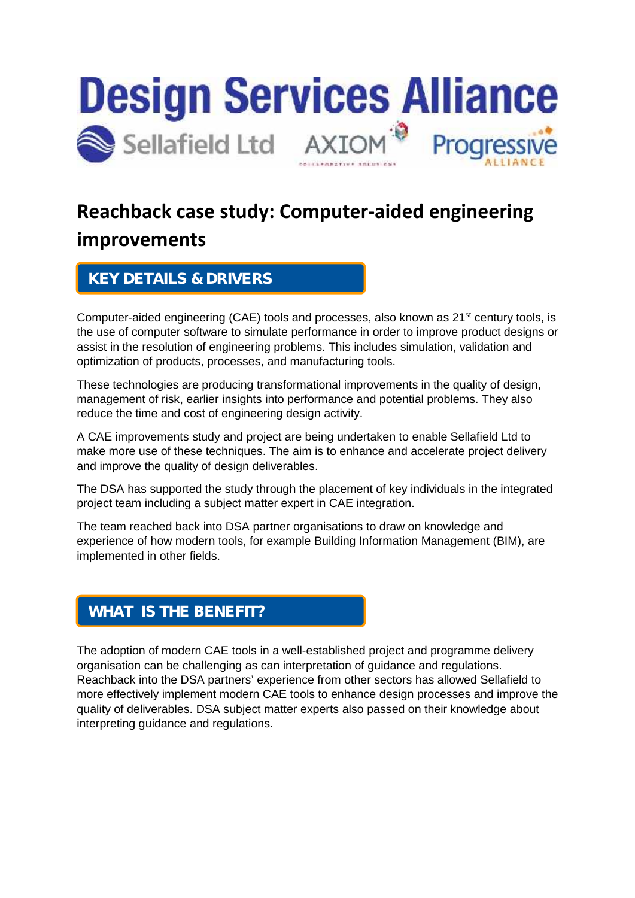# Design Services Alliance

Sellafield Ltd AXIOM Progressive ALLIANCE

## Reachback case study: Computer-aided engineering improvements

### KEY DETAILS & DRIVERS

Computer-aided engineering (CAE) tools and processes, also known as 21st century tools, is the use of computer software to simulate performance in order to improve product designs or assist in the resolution of engineering problems. This includes simulation, validation and optimization of products, processes, and manufacturing tools.

These technologies are producing transformational improvements in the quality of design, management of risk, earlier insights into performance and potential problems. They also reduce the time and cost of engineering design activity.

A CAE improvements study and project are being undertaken to enable Sellafield Ltd to make more use of these techniques. The aim is to enhance and accelerate project delivery and improve the quality of design deliverables.

The DSA has supported the study through the placement of key individuals in the integrated project team including a subject matter expert in CAE integration.

The team reached back into DSA partner organisations to draw on knowledge and experience of how modern tools, for example Building Information Management (BIM), are implemented in other fields.

### WHAT IS THE BENEFIT?

The adoption of modern CAE tools in a well-established project and programme delivery organisation can be challenging as can interpretation of guidance and regulations. Reachback into the DSA partners' experience from other sectors has allowed Sellafield to more effectively implement modern CAE tools to enhance design processes and improve the quality of deliverables. DSA subject matter experts also passed on their knowledge about interpreting guidance and regulations.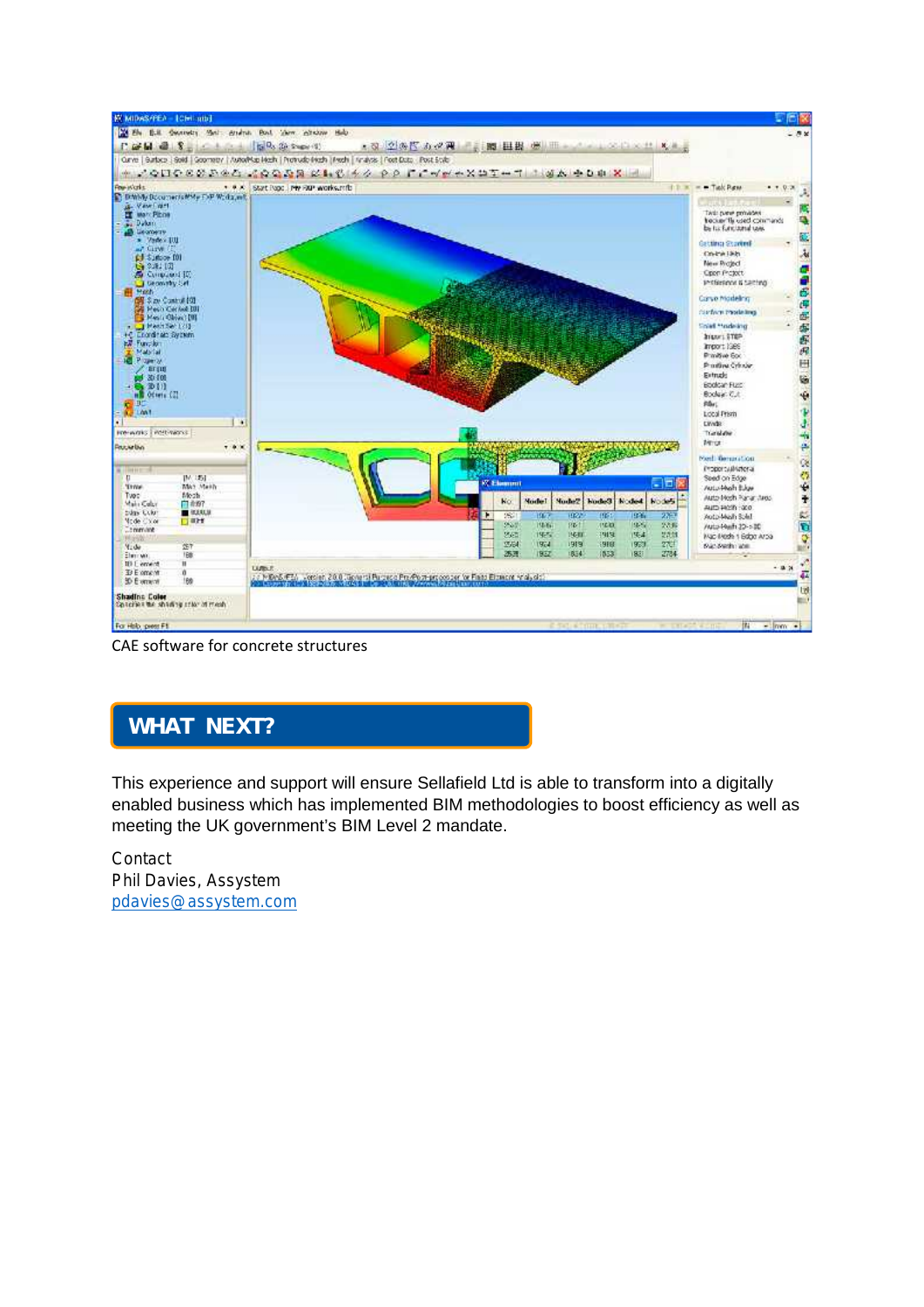CAE software for concrete structures

## WHAT NEXT?

This experience and support will ensure Sellafield Ltd is able to transform into a digitally enabled business which has implemented BIM methodologies to boost efficiency as well as meeting the UK government's BIM Level 2 mandate.

Contact
Phil Davies, Assystem
pdavies@assystem.com